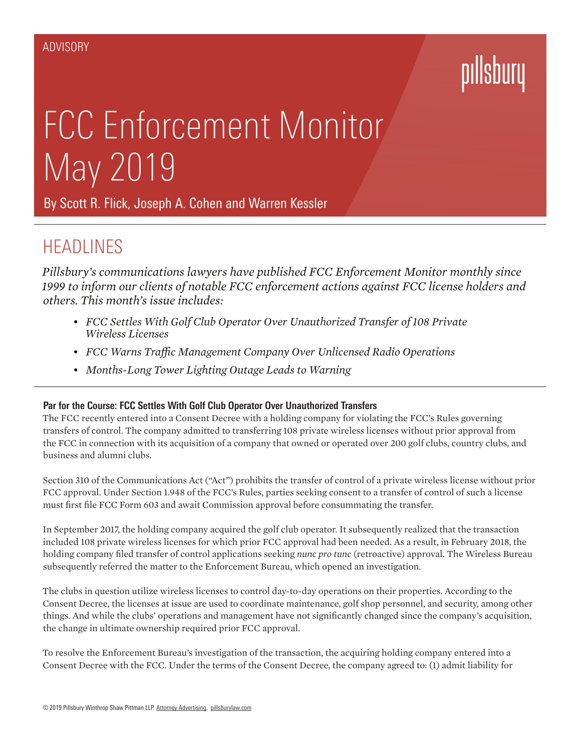ADVISORY

pillsbury

# FCC Enforcement Monitor May 2019

By Scott R. Flick, Joseph A. Cohen and Warren Kessler

## HEADLINES

*Pillsbury's communications lawyers have published FCC Enforcement Monitor monthly since 1999 to inform our clients of notable FCC enforcement actions against FCC license holders and others. This month's issue includes:*

- *FCC Settles With Golf Club Operator Over Unauthorized Transfer of 108 Private Wireless Licenses*
- *FCC Warns Traffic Management Company Over Unlicensed Radio Operations*
- *Months-Long Tower Lighting Outage Leads to Warning*

### Par for the Course: FCC Settles With Golf Club Operator Over Unauthorized Transfers

The FCC recently entered into a Consent Decree with a holding company for violating the FCC's Rules governing transfers of control. The company admitted to transferring 108 private wireless licenses without prior approval from the FCC in connection with its acquisition of a company that owned or operated over 200 golf clubs, country clubs, and business and alumni clubs.

Section 310 of the Communications Act ("Act") prohibits the transfer of control of a private wireless license without prior FCC approval. Under Section 1.948 of the FCC's Rules, parties seeking consent to a transfer of control of such a license must first file FCC Form 603 and await Commission approval before consummating the transfer.

In September 2017, the holding company acquired the golf club operator. It subsequently realized that the transaction included 108 private wireless licenses for which prior FCC approval had been needed. As a result, in February 2018, the holding company filed transfer of control applications seeking *nunc pro tunc* (retroactive) approval. The Wireless Bureau subsequently referred the matter to the Enforcement Bureau, which opened an investigation.

The clubs in question utilize wireless licenses to control day-to-day operations on their properties. According to the Consent Decree, the licenses at issue are used to coordinate maintenance, golf shop personnel, and security, among other things. And while the clubs' operations and management have not significantly changed since the company's acquisition, the change in ultimate ownership required prior FCC approval.

To resolve the Enforcement Bureau's investigation of the transaction, the acquiring holding company entered into a Consent Decree with the FCC. Under the terms of the Consent Decree, the company agreed to: (1) admit liability for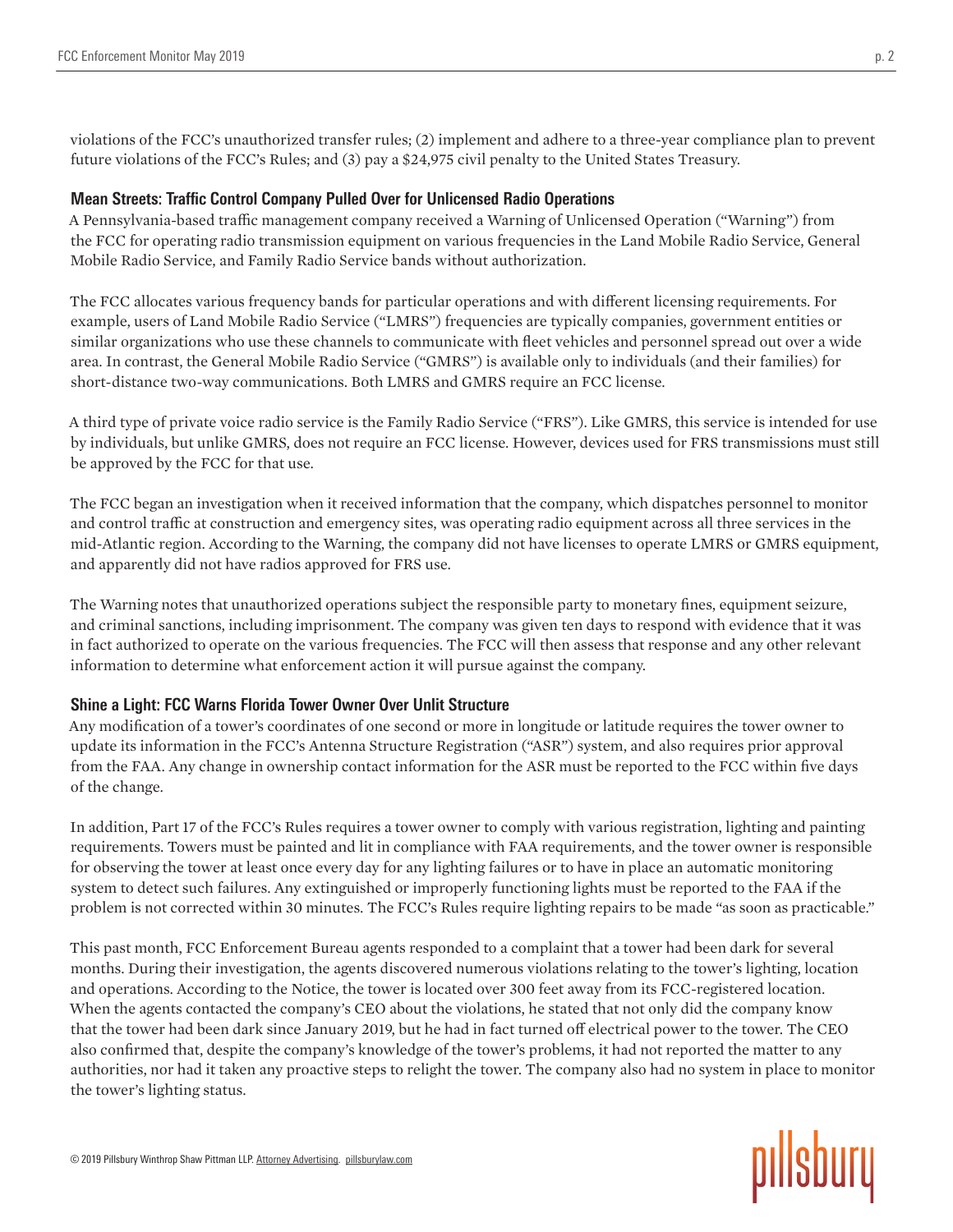violations of the FCC's unauthorized transfer rules; (2) implement and adhere to a three-year compliance plan to prevent future violations of the FCC's Rules; and (3) pay a $24,975 civil penalty to the United States Treasury.

### Mean Streets: Traffic Control Company Pulled Over for Unlicensed Radio Operations

A Pennsylvania-based traffic management company received a Warning of Unlicensed Operation ("Warning") from the FCC for operating radio transmission equipment on various frequencies in the Land Mobile Radio Service, General Mobile Radio Service, and Family Radio Service bands without authorization.

The FCC allocates various frequency bands for particular operations and with different licensing requirements. For example, users of Land Mobile Radio Service ("LMRS") frequencies are typically companies, government entities or similar organizations who use these channels to communicate with fleet vehicles and personnel spread out over a wide area. In contrast, the General Mobile Radio Service ("GMRS") is available only to individuals (and their families) for short-distance two-way communications. Both LMRS and GMRS require an FCC license.

A third type of private voice radio service is the Family Radio Service ("FRS"). Like GMRS, this service is intended for use by individuals, but unlike GMRS, does not require an FCC license. However, devices used for FRS transmissions must still be approved by the FCC for that use.

The FCC began an investigation when it received information that the company, which dispatches personnel to monitor and control traffic at construction and emergency sites, was operating radio equipment across all three services in the mid-Atlantic region. According to the Warning, the company did not have licenses to operate LMRS or GMRS equipment, and apparently did not have radios approved for FRS use.

The Warning notes that unauthorized operations subject the responsible party to monetary fines, equipment seizure, and criminal sanctions, including imprisonment. The company was given ten days to respond with evidence that it was in fact authorized to operate on the various frequencies. The FCC will then assess that response and any other relevant information to determine what enforcement action it will pursue against the company.

### Shine a Light: FCC Warns Florida Tower Owner Over Unlit Structure

Any modification of a tower's coordinates of one second or more in longitude or latitude requires the tower owner to update its information in the FCC's Antenna Structure Registration ("ASR") system, and also requires prior approval from the FAA. Any change in ownership contact information for the ASR must be reported to the FCC within five days of the change.

In addition, Part 17 of the FCC's Rules requires a tower owner to comply with various registration, lighting and painting requirements. Towers must be painted and lit in compliance with FAA requirements, and the tower owner is responsible for observing the tower at least once every day for any lighting failures or to have in place an automatic monitoring system to detect such failures. Any extinguished or improperly functioning lights must be reported to the FAA if the problem is not corrected within 30 minutes. The FCC's Rules require lighting repairs to be made "as soon as practicable."

This past month, FCC Enforcement Bureau agents responded to a complaint that a tower had been dark for several months. During their investigation, the agents discovered numerous violations relating to the tower's lighting, location and operations. According to the Notice, the tower is located over 300 feet away from its FCC-registered location. When the agents contacted the company's CEO about the violations, he stated that not only did the company know that the tower had been dark since January 2019, but he had in fact turned off electrical power to the tower. The CEO also confirmed that, despite the company's knowledge of the tower's problems, it had not reported the matter to any authorities, nor had it taken any proactive steps to relight the tower. The company also had no system in place to monitor the tower's lighting status.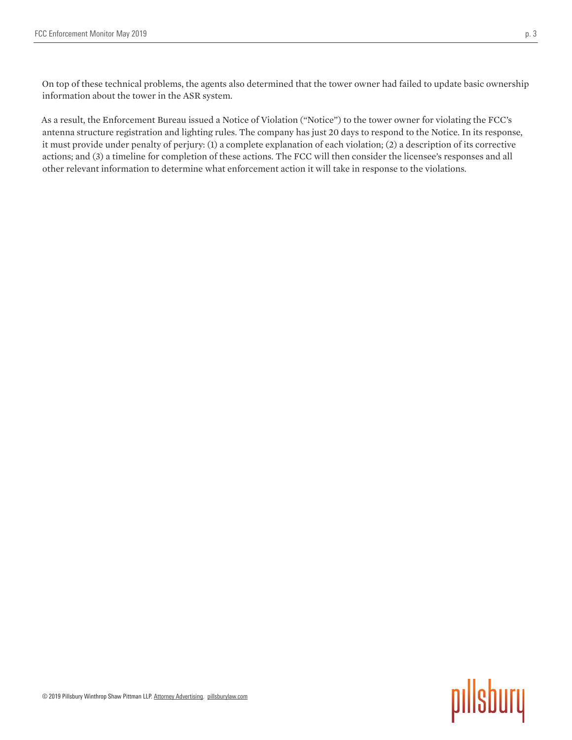On top of these technical problems, the agents also determined that the tower owner had failed to update basic ownership information about the tower in the ASR system.

As a result, the Enforcement Bureau issued a Notice of Violation ("Notice") to the tower owner for violating the FCC's antenna structure registration and lighting rules. The company has just 20 days to respond to the Notice. In its response, it must provide under penalty of perjury: (1) a complete explanation of each violation; (2) a description of its corrective actions; and (3) a timeline for completion of these actions. The FCC will then consider the licensee's responses and all other relevant information to determine what enforcement action it will take in response to the violations.

© 2019 Pillsbury Winthrop Shaw Pittman LLP. Attorney Advertising. pillsburylaw.com